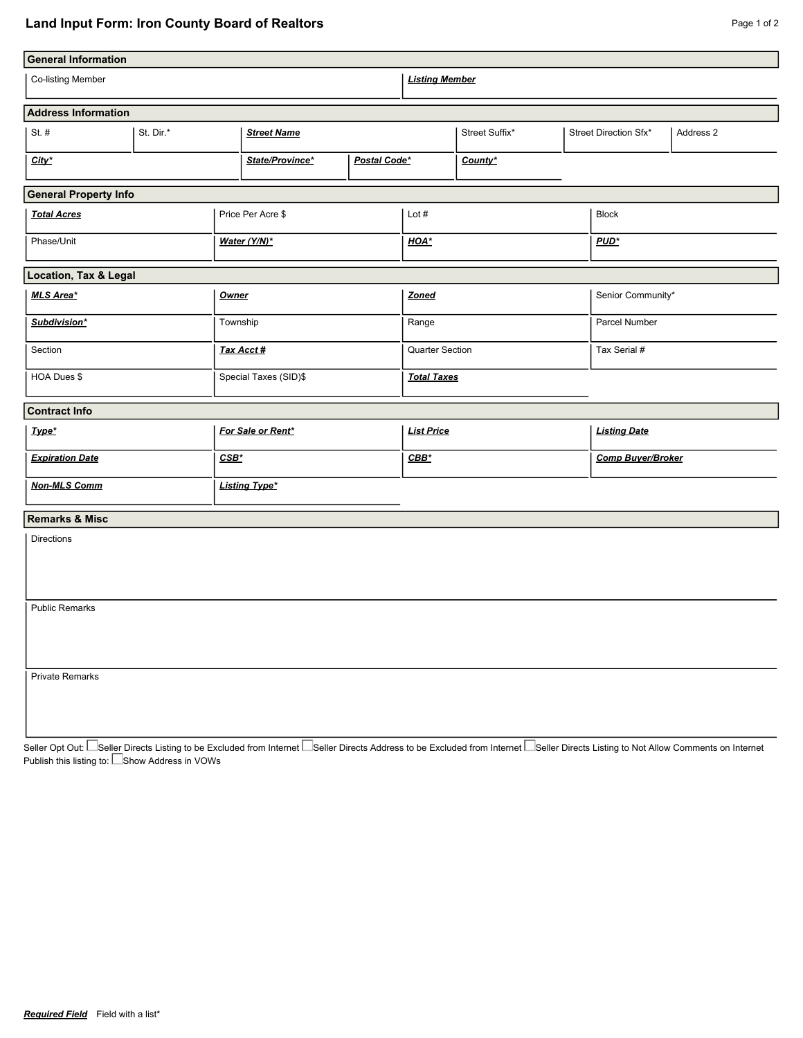# Land Input Form: Iron County Board of Realtors

## General Information

| Co-listing Member | ***Listing Member*** |
|---|---|
| | |

## Address Information

| St. # | St. Dir.* | ***Street Name*** | Street Suffix* | Street Direction Sfx* | Address 2 |
|---|---|---|---|---|---|
| | | | | | |

| ***City**** | ***State/Province**** | ***Postal Code**** | ***County**** |
|---|---|---|---|
| | | | |

## General Property Info

| ***Total Acres*** | Price Per Acre $ | Lot # | Block |
|---|---|---|---|
| Phase/Unit | ***Water (Y/N)**** | ***HOA**** | ***PUD**** |

## Location, Tax & Legal

| ***MLS Area**** | ***Owner*** | ***Zoned*** | Senior Community* |
|---|---|---|---|
| ***Subdivision**** | Township | Range | Parcel Number |
| Section | ***Tax Acct #*** | Quarter Section | Tax Serial # |
| HOA Dues $ | Special Taxes (SID)$ | ***Total Taxes*** | |

## Contract Info

| ***Type**** | ***For Sale or Rent**** | ***List Price*** | ***Listing Date*** |
|---|---|---|---|
| ***Expiration Date*** | ***CSB**** | ***CBB**** | ***Comp Buyer/Broker*** |
| ***Non-MLS Comm*** | ***Listing Type**** | | |

## Remarks & Misc

Directions

Public Remarks

Private Remarks

Seller Opt Out: ☐ Seller Directs Listing to be Excluded from Internet ☐ Seller Directs Address to be Excluded from Internet ☐ Seller Directs Listing to Not Allow Comments on Internet

Publish this listing to: ☐ Show Address in VOWs

***Required Field*** Field with a list*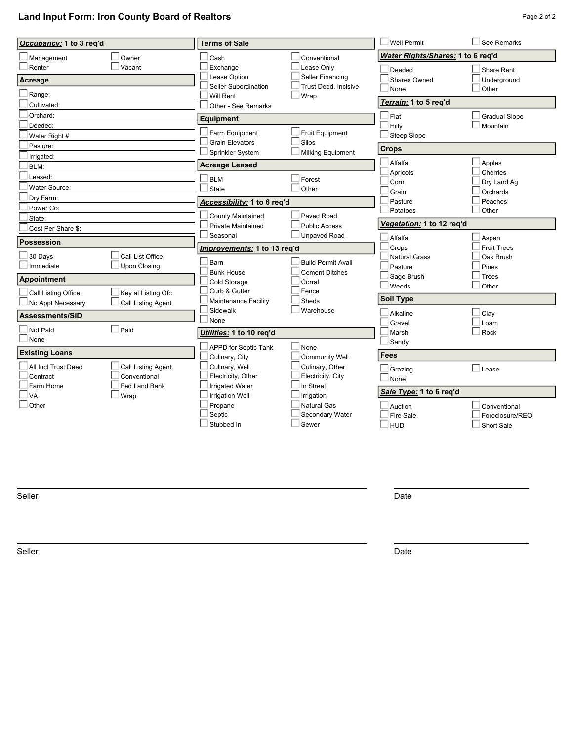# Land Input Form: Iron County Board of Realtors

## *Occupancy:* 1 to 3 req'd

- ☐ Management
- ☐ Owner
- ☐ Renter
- ☐ Vacant

## Acreage

- ☐ Range:
- ☐ Cultivated:
- ☐ Orchard:
- ☐ Deeded:
- ☐ Water Right #:
- ☐ Pasture:
- ☐ Irrigated:
- ☐ BLM:
- ☐ Leased:
- ☐ Water Source:
- ☐ Dry Farm:
- ☐ Power Co:
- ☐ State:
- ☐ Cost Per Share $:

## Possession

- ☐ 30 Days
- ☐ Call List Office
- ☐ Immediate
- ☐ Upon Closing

## Appointment

- ☐ Call Listing Office
- ☐ Key at Listing Ofc
- ☐ No Appt Necessary
- ☐ Call Listing Agent

## Assessments/SID

- ☐ Not Paid
- ☐ Paid
- ☐ None

## Existing Loans

- ☐ All Incl Trust Deed
- ☐ Call Listing Agent
- ☐ Contract
- ☐ Conventional
- ☐ Farm Home
- ☐ Fed Land Bank
- ☐ VA
- ☐ Wrap
- ☐ Other

## Terms of Sale

- ☐ Cash
- ☐ Conventional
- ☐ Exchange
- ☐ Lease Only
- ☐ Lease Option
- ☐ Seller Financing
- ☐ Seller Subordination
- ☐ Trust Deed, Inclsive
- ☐ Will Rent
- ☐ Wrap
- ☐ Other - See Remarks

## Equipment

- ☐ Farm Equipment
- ☐ Fruit Equipment
- ☐ Grain Elevators
- ☐ Silos
- ☐ Sprinkler System
- ☐ Milking Equipment

## Acreage Leased

- ☐ BLM
- ☐ Forest
- ☐ State
- ☐ Other

## *Accessibility:* 1 to 6 req'd

- ☐ County Maintained
- ☐ Paved Road
- ☐ Private Maintained
- ☐ Public Access
- ☐ Seasonal
- ☐ Unpaved Road

## *Improvements:* 1 to 13 req'd

- ☐ Barn
- ☐ Build Permit Avail
- ☐ Bunk House
- ☐ Cement Ditches
- ☐ Cold Storage
- ☐ Corral
- ☐ Curb & Gutter
- ☐ Fence
- ☐ Maintenance Facility
- ☐ Sheds
- ☐ Sidewalk
- ☐ Warehouse
- ☐ None

## *Utilities:* 1 to 10 req'd

- ☐ APPD for Septic Tank
- ☐ None
- ☐ Culinary, City
- ☐ Community Well
- ☐ Culinary, Well
- ☐ Culinary, Other
- ☐ Electricity, Other
- ☐ Electricity, City
- ☐ Irrigated Water
- ☐ In Street
- ☐ Irrigation Well
- ☐ Irrigation
- ☐ Propane
- ☐ Natural Gas
- ☐ Septic
- ☐ Secondary Water
- ☐ Stubbed In
- ☐ Sewer

- ☐ Well Permit
- ☐ See Remarks

## *Water Rights/Shares:* 1 to 6 req'd

- ☐ Deeded
- ☐ Share Rent
- ☐ Shares Owned
- ☐ Underground
- ☐ None
- ☐ Other

## *Terrain:* 1 to 5 req'd

- ☐ Flat
- ☐ Gradual Slope
- ☐ Hilly
- ☐ Mountain
- ☐ Steep Slope

## Crops

- ☐ Alfalfa
- ☐ Apples
- ☐ Apricots
- ☐ Cherries
- ☐ Corn
- ☐ Dry Land Ag
- ☐ Grain
- ☐ Orchards
- ☐ Pasture
- ☐ Peaches
- ☐ Potatoes
- ☐ Other

## *Vegetation:* 1 to 12 req'd

- ☐ Alfalfa
- ☐ Aspen
- ☐ Crops
- ☐ Fruit Trees
- ☐ Natural Grass
- ☐ Oak Brush
- ☐ Pasture
- ☐ Pines
- ☐ Sage Brush
- ☐ Trees
- ☐ Weeds
- ☐ Other

## Soil Type

- ☐ Alkaline
- ☐ Clay
- ☐ Gravel
- ☐ Loam
- ☐ Marsh
- ☐ Rock
- ☐ Sandy

## Fees

- ☐ Grazing
- ☐ Lease
- ☐ None

## *Sale Type:* 1 to 6 req'd

- ☐ Auction
- ☐ Conventional
- ☐ Fire Sale
- ☐ Foreclosure/REO
- ☐ HUD
- ☐ Short Sale

Seller ______________________________ Date ______________

Seller ______________________________ Date ______________